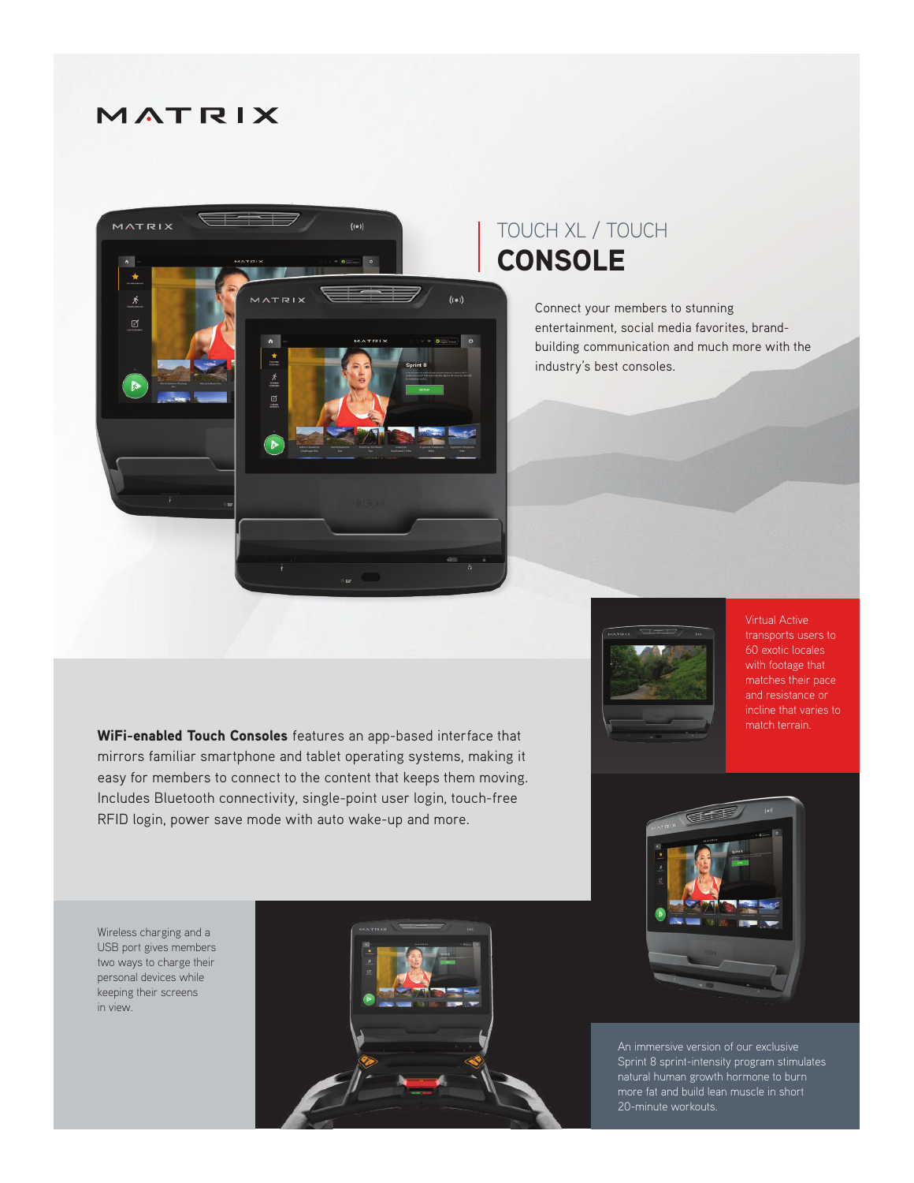MATRIX

# TOUCH XL / TOUCH
# CONSOLE

Connect your members to stunning entertainment, social media favorites, brand-building communication and much more with the industry's best consoles.

Virtual Active transports users to 60 exotic locales with footage that matches their pace and resistance or incline that varies to match terrain.

**WiFi-enabled Touch Consoles** features an app-based interface that mirrors familiar smartphone and tablet operating systems, making it easy for members to connect to the content that keeps them moving. Includes Bluetooth connectivity, single-point user login, touch-free RFID login, power save mode with auto wake-up and more.

Wireless charging and a USB port gives members two ways to charge their personal devices while keeping their screens in view.

An immersive version of our exclusive Sprint 8 sprint-intensity program stimulates natural human growth hormone to burn more fat and build lean muscle in short 20-minute workouts.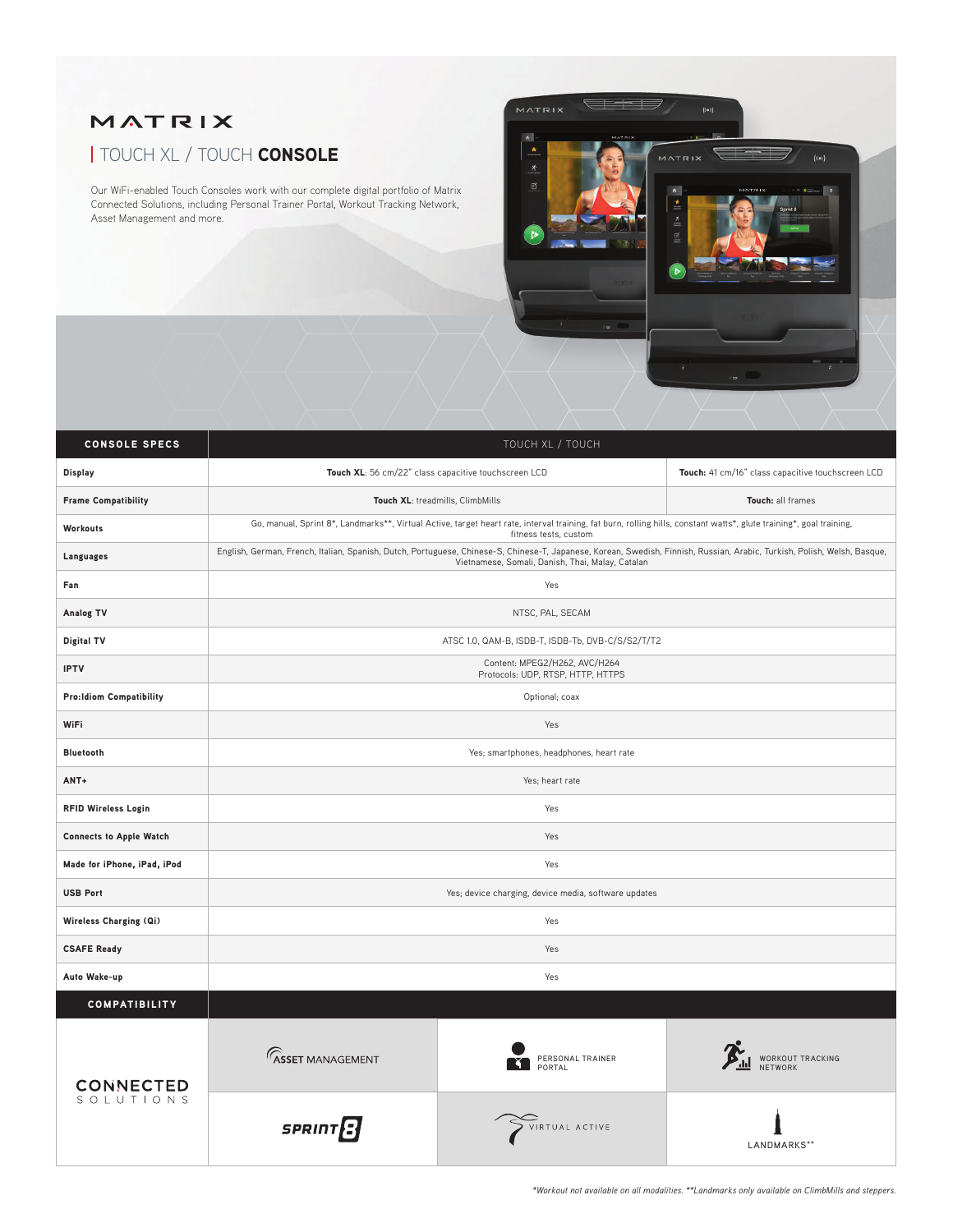# MATRIX

## | TOUCH XL / TOUCH **CONSOLE**

Our WiFi-enabled Touch Consoles work with our complete digital portfolio of Matrix Connected Solutions, including Personal Trainer Portal, Workout Tracking Network, Asset Management and more.

| CONSOLE SPECS | TOUCH XL / TOUCH | |
|---|---|---|
| Display | **Touch XL**: 56 cm/22" class capacitive touchscreen LCD | **Touch:** 41 cm/16" class capacitive touchscreen LCD |
| Frame Compatibility | **Touch XL**: treadmills, ClimbMills | **Touch:** all frames |
| Workouts | Go, manual, Sprint 8*, Landmarks**, Virtual Active, target heart rate, interval training, fat burn, rolling hills, constant watts*, glute training*, goal training, fitness tests, custom | |
| Languages | English, German, French, Italian, Spanish, Dutch, Portuguese, Chinese-S, Chinese-T, Japanese, Korean, Swedish, Finnish, Russian, Arabic, Turkish, Polish, Welsh, Basque, Vietnamese, Somali, Danish, Thai, Malay, Catalan | |
| Fan | Yes | |
| Analog TV | NTSC, PAL, SECAM | |
| Digital TV | ATSC 1.0, QAM-B, ISDB-T, ISDB-Tb, DVB-C/S/S2/T/T2 | |
| IPTV | Content: MPEG2/H262, AVC/H264<br>Protocols: UDP, RTSP, HTTP, HTTPS | |
| Pro:Idiom Compatibility | Optional; coax | |
| WiFi | Yes | |
| Bluetooth | Yes; smartphones, headphones, heart rate | |
| ANT+ | Yes; heart rate | |
| RFID Wireless Login | Yes | |
| Connects to Apple Watch | Yes | |
| Made for iPhone, iPad, iPod | Yes | |
| USB Port | Yes; device charging, device media, software updates | |
| Wireless Charging (Qi) | Yes | |
| CSAFE Ready | Yes | |
| Auto Wake-up | Yes | |

| COMPATIBILITY | | | |
|---|---|---|---|
| CONNECTED SOLUTIONS | ASSET MANAGEMENT | PERSONAL TRAINER PORTAL | WORKOUT TRACKING NETWORK |
| | SPRINT 8 | VIRTUAL ACTIVE | LANDMARKS** |

*Workout not available on all modalities. **Landmarks only available on ClimbMills and steppers.*